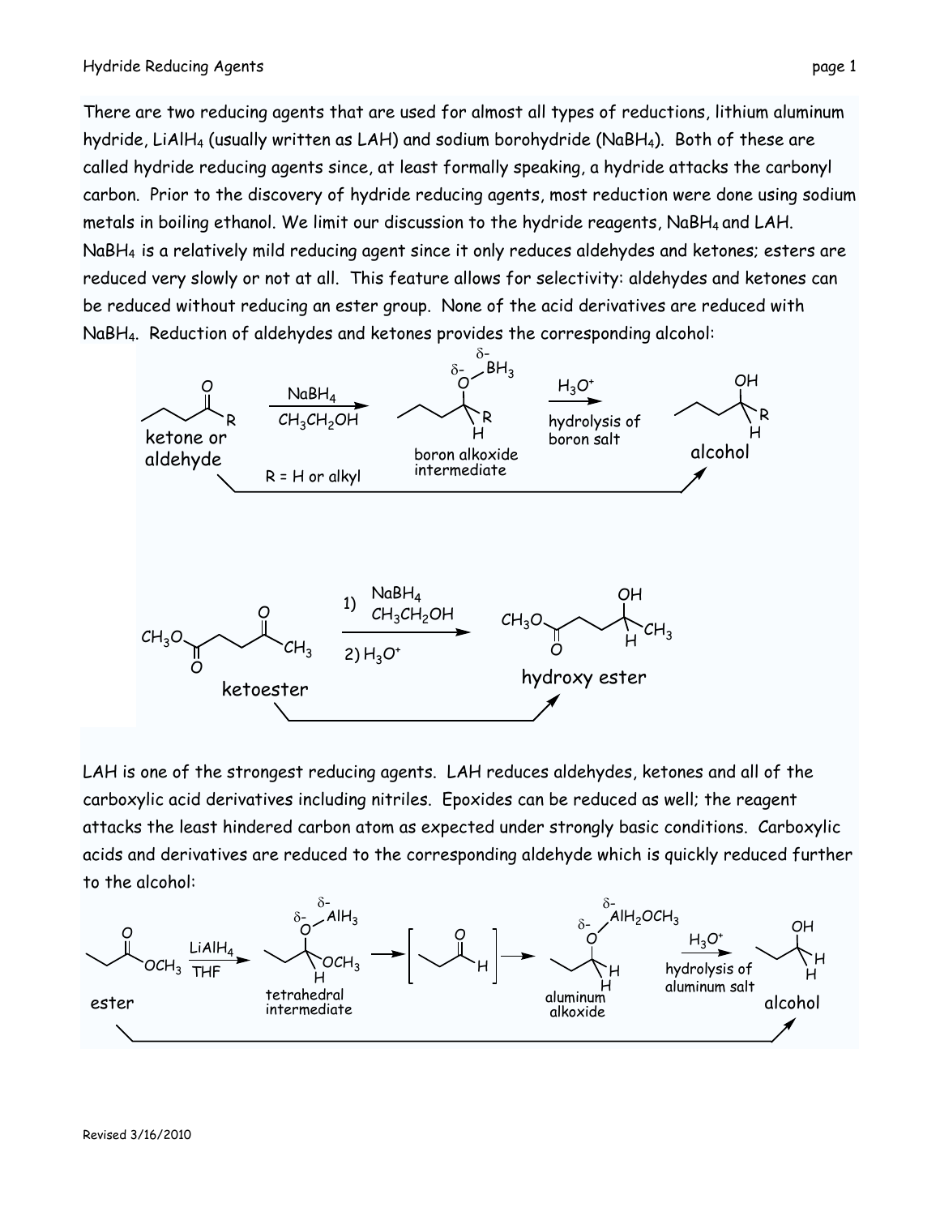There are two reducing agents that are used for almost all types of reductions, lithium aluminum hydride, $LiAlH_4$ (usually written as LAH) and sodium borohydride ($NaBH_4$). Both of these are called hydride reducing agents since, at least formally speaking, a hydride attacks the carbonyl carbon. Prior to the discovery of hydride reducing agents, most reduction were done using sodium metals in boiling ethanol. We limit our discussion to the hydride reagents, $NaBH_4$ and LAH. $NaBH_4$ is a relatively mild reducing agent since it only reduces aldehydes and ketones; esters are reduced very slowly or not at all. This feature allows for selectivity: aldehydes and ketones can be reduced without reducing an ester group. None of the acid derivatives are reduced with $NaBH_4$. Reduction of aldehydes and ketones provides the corresponding alcohol:

ketone or aldehyde → ($NaBH_4$, $CH_3CH_2OH$) → boron alkoxide intermediate → ($H_3O^+$, hydrolysis of boron salt) → alcohol

R = H or alkyl

ketoester → (1) $NaBH_4$, $CH_3CH_2OH$; 2) $H_3O^+$) → hydroxy ester

LAH is one of the strongest reducing agents. LAH reduces aldehydes, ketones and all of the carboxylic acid derivatives including nitriles. Epoxides can be reduced as well; the reagent attacks the least hindered carbon atom as expected under strongly basic conditions. Carboxylic acids and derivatives are reduced to the corresponding aldehyde which is quickly reduced further to the alcohol:

ester → ($LiAlH_4$, THF) → tetrahedral intermediate → [aldehyde] → aluminum alkoxide → ($H_3O^+$, hydrolysis of aluminum salt) → alcohol

Revised 3/16/2010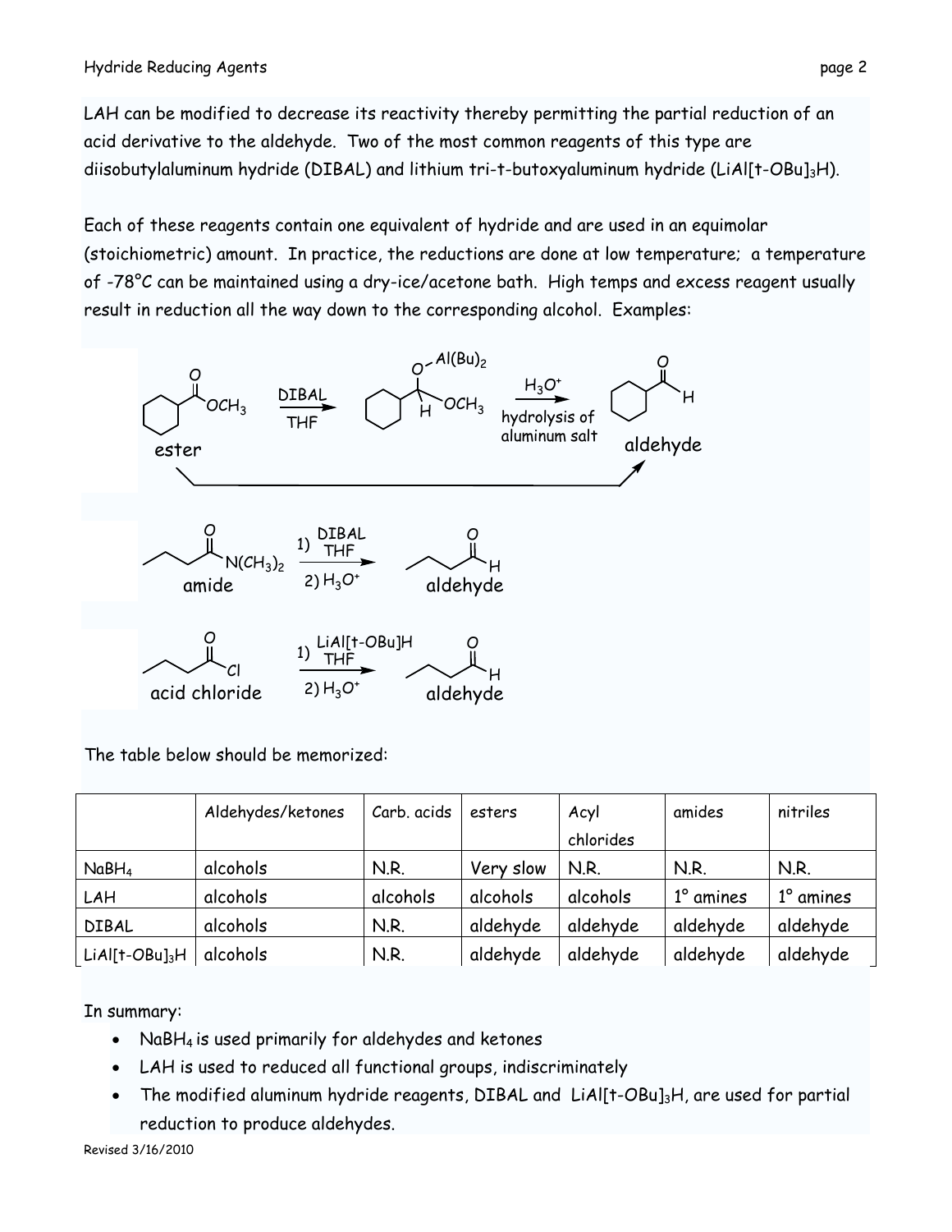LAH can be modified to decrease its reactivity thereby permitting the partial reduction of an acid derivative to the aldehyde. Two of the most common reagents of this type are diisobutylaluminum hydride (DIBAL) and lithium tri-t-butoxyaluminum hydride ($LiAl[t\text{-}OBu]_3H$).

Each of these reagents contain one equivalent of hydride and are used in an equimolar (stoichiometric) amount. In practice, the reductions are done at low temperature; a temperature of -78°C can be maintained using a dry-ice/acetone bath. High temps and excess reagent usually result in reduction all the way down to the corresponding alcohol. Examples:

ester

DIBAL
THF

$O\text{-}Al(Bu)_2$

$OCH_3$

$H_3O^+$
hydrolysis of aluminum salt

aldehyde

amide

1) DIBAL THF
2) $H_3O^+$

aldehyde

acid chloride

1) LiAl[t-OBu]H THF
2) $H_3O^+$

aldehyde

The table below should be memorized:

| | Aldehydes/ketones | Carb. acids | esters | Acyl chlorides | amides | nitriles |
|---|---|---|---|---|---|---|
| $NaBH_4$ | alcohols | N.R. | Very slow | N.R. | N.R. | N.R. |
| LAH | alcohols | alcohols | alcohols | alcohols | 1° amines | 1° amines |
| DIBAL | alcohols | N.R. | aldehyde | aldehyde | aldehyde | aldehyde |
| $LiAl[t\text{-}OBu]_3H$ | alcohols | N.R. | aldehyde | aldehyde | aldehyde | aldehyde |

In summary:

- $NaBH_4$ is used primarily for aldehydes and ketones
- LAH is used to reduced all functional groups, indiscriminately
- The modified aluminum hydride reagents, DIBAL and $LiAl[t\text{-}OBu]_3H$, are used for partial reduction to produce aldehydes.

Revised 3/16/2010